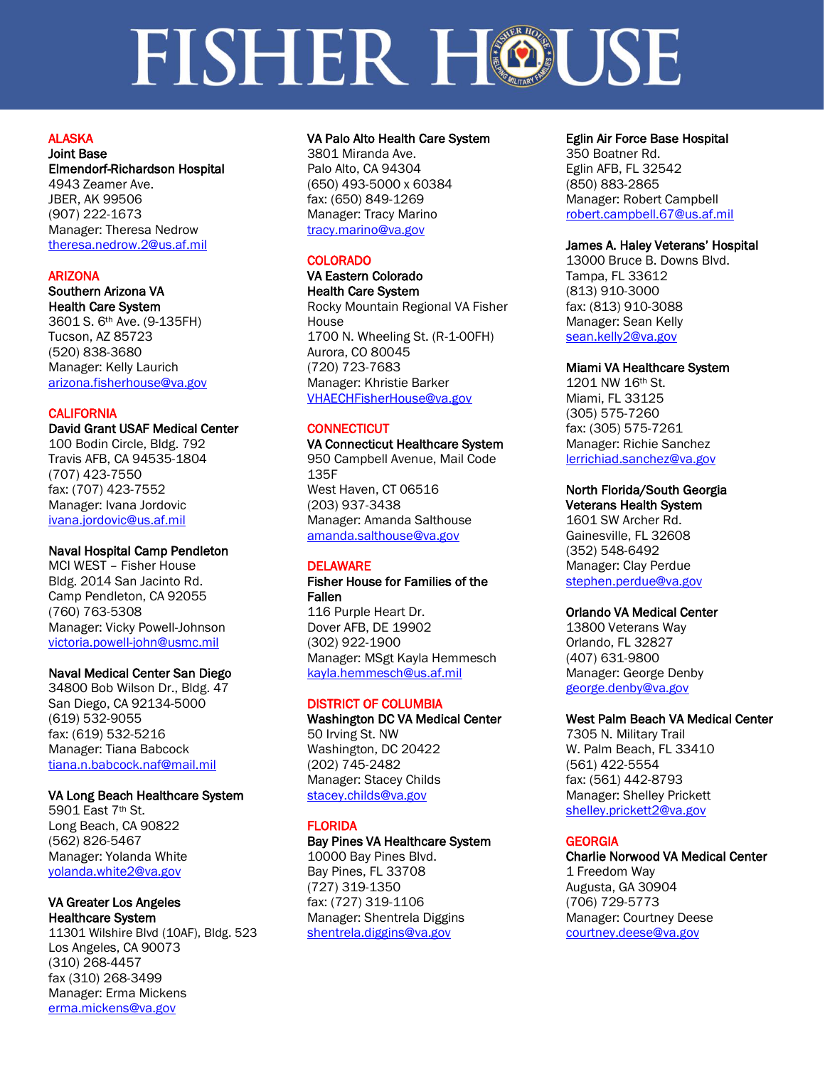# FISHER HOUSE

## ALASKA

**Joint Base Elmendorf-Richardson Hospital**
4943 Zeamer Ave.
JBER, AK 99506
(907) 222-1673
Manager: Theresa Nedrow
theresa.nedrow.2@us.af.mil

## ARIZONA

**Southern Arizona VA Health Care System**
3601 S. 6th Ave. (9-135FH)
Tucson, AZ 85723
(520) 838-3680
Manager: Kelly Laurich
arizona.fisherhouse@va.gov

## CALIFORNIA

**David Grant USAF Medical Center**
100 Bodin Circle, Bldg. 792
Travis AFB, CA 94535-1804
(707) 423-7550
fax: (707) 423-7552
Manager: Ivana Jordovic
ivana.jordovic@us.af.mil

**Naval Hospital Camp Pendleton**
MCI WEST – Fisher House
Bldg. 2014 San Jacinto Rd.
Camp Pendleton, CA 92055
(760) 763-5308
Manager: Vicky Powell-Johnson
victoria.powell-john@usmc.mil

**Naval Medical Center San Diego**
34800 Bob Wilson Dr., Bldg. 47
San Diego, CA 92134-5000
(619) 532-9055
fax: (619) 532-5216
Manager: Tiana Babcock
tiana.n.babcock.naf@mail.mil

**VA Long Beach Healthcare System**
5901 East 7th St.
Long Beach, CA 90822
(562) 826-5467
Manager: Yolanda White
yolanda.white2@va.gov

**VA Greater Los Angeles Healthcare System**
11301 Wilshire Blvd (10AF), Bldg. 523
Los Angeles, CA 90073
(310) 268-4457
fax (310) 268-3499
Manager: Erma Mickens
erma.mickens@va.gov

**VA Palo Alto Health Care System**
3801 Miranda Ave.
Palo Alto, CA 94304
(650) 493-5000 x 60384
fax: (650) 849-1269
Manager: Tracy Marino
tracy.marino@va.gov

## COLORADO

**VA Eastern Colorado Health Care System**
Rocky Mountain Regional VA Fisher House
1700 N. Wheeling St. (R-1-00FH)
Aurora, CO 80045
(720) 723-7683
Manager: Khristie Barker
VHAECHFisherHouse@va.gov

## CONNECTICUT

**VA Connecticut Healthcare System**
950 Campbell Avenue, Mail Code 135F
West Haven, CT 06516
(203) 937-3438
Manager: Amanda Salthouse
amanda.salthouse@va.gov

## DELAWARE

**Fisher House for Families of the Fallen**
116 Purple Heart Dr.
Dover AFB, DE 19902
(302) 922-1900
Manager: MSgt Kayla Hemmesch
kayla.hemmesch@us.af.mil

## DISTRICT OF COLUMBIA

**Washington DC VA Medical Center**
50 Irving St. NW
Washington, DC 20422
(202) 745-2482
Manager: Stacey Childs
stacey.childs@va.gov

## FLORIDA

**Bay Pines VA Healthcare System**
10000 Bay Pines Blvd.
Bay Pines, FL 33708
(727) 319-1350
fax: (727) 319-1106
Manager: Shentrela Diggins
shentrela.diggins@va.gov

**Eglin Air Force Base Hospital**
350 Boatner Rd.
Eglin AFB, FL 32542
(850) 883-2865
Manager: Robert Campbell
robert.campbell.67@us.af.mil

**James A. Haley Veterans' Hospital**
13000 Bruce B. Downs Blvd.
Tampa, FL 33612
(813) 910-3000
fax: (813) 910-3088
Manager: Sean Kelly
sean.kelly2@va.gov

**Miami VA Healthcare System**
1201 NW 16th St.
Miami, FL 33125
(305) 575-7260
fax: (305) 575-7261
Manager: Richie Sanchez
lerrichiad.sanchez@va.gov

**North Florida/South Georgia Veterans Health System**
1601 SW Archer Rd.
Gainesville, FL 32608
(352) 548-6492
Manager: Clay Perdue
stephen.perdue@va.gov

**Orlando VA Medical Center**
13800 Veterans Way
Orlando, FL 32827
(407) 631-9800
Manager: George Denby
george.denby@va.gov

**West Palm Beach VA Medical Center**
7305 N. Military Trail
W. Palm Beach, FL 33410
(561) 422-5554
fax: (561) 442-8793
Manager: Shelley Prickett
shelley.prickett2@va.gov

## GEORGIA

**Charlie Norwood VA Medical Center**
1 Freedom Way
Augusta, GA 30904
(706) 729-5773
Manager: Courtney Deese
courtney.deese@va.gov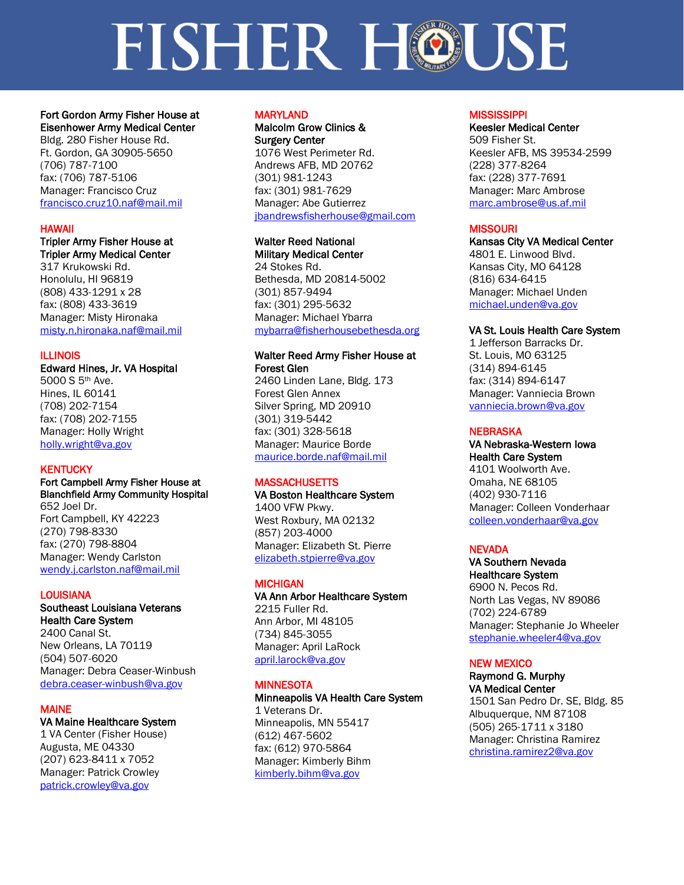# FISHER HOUSE

**Fort Gordon Army Fisher House at Eisenhower Army Medical Center**
Bldg. 280 Fisher House Rd.
Ft. Gordon, GA 30905-5650
(706) 787-7100
fax: (706) 787-5106
Manager: Francisco Cruz
francisco.cruz10.naf@mail.mil

## HAWAII

**Tripler Army Fisher House at Tripler Army Medical Center**
317 Krukowski Rd.
Honolulu, HI 96819
(808) 433-1291 x 28
fax: (808) 433-3619
Manager: Misty Hironaka
misty.n.hironaka.naf@mail.mil

## ILLINOIS

**Edward Hines, Jr. VA Hospital**
5000 S 5th Ave.
Hines, IL 60141
(708) 202-7154
fax: (708) 202-7155
Manager: Holly Wright
holly.wright@va.gov

## KENTUCKY

**Fort Campbell Army Fisher House at Blanchfield Army Community Hospital**
652 Joel Dr.
Fort Campbell, KY 42223
(270) 798-8330
fax: (270) 798-8804
Manager: Wendy Carlston
wendy.j.carlston.naf@mail.mil

## LOUISIANA

**Southeast Louisiana Veterans Health Care System**
2400 Canal St.
New Orleans, LA 70119
(504) 507-6020
Manager: Debra Ceaser-Winbush
debra.ceaser-winbush@va.gov

## MAINE

**VA Maine Healthcare System**
1 VA Center (Fisher House)
Augusta, ME 04330
(207) 623-8411 x 7052
Manager: Patrick Crowley
patrick.crowley@va.gov

## MARYLAND

**Malcolm Grow Clinics & Surgery Center**
1076 West Perimeter Rd.
Andrews AFB, MD 20762
(301) 981-1243
fax: (301) 981-7629
Manager: Abe Gutierrez
jbandrewsfisherhouse@gmail.com

**Walter Reed National Military Medical Center**
24 Stokes Rd.
Bethesda, MD 20814-5002
(301) 857-9494
fax: (301) 295-5632
Manager: Michael Ybarra
mybarra@fisherhousebethesda.org

**Walter Reed Army Fisher House at Forest Glen**
2460 Linden Lane, Bldg. 173
Forest Glen Annex
Silver Spring, MD 20910
(301) 319-5442
fax: (301) 328-5618
Manager: Maurice Borde
maurice.borde.naf@mail.mil

## MASSACHUSETTS

**VA Boston Healthcare System**
1400 VFW Pkwy.
West Roxbury, MA 02132
(857) 203-4000
Manager: Elizabeth St. Pierre
elizabeth.stpierre@va.gov

## MICHIGAN

**VA Ann Arbor Healthcare System**
2215 Fuller Rd.
Ann Arbor, MI 48105
(734) 845-3055
Manager: April LaRock
april.larock@va.gov

## MINNESOTA

**Minneapolis VA Health Care System**
1 Veterans Dr.
Minneapolis, MN 55417
(612) 467-5602
fax: (612) 970-5864
Manager: Kimberly Bihm
kimberly.bihm@va.gov

## MISSISSIPPI

**Keesler Medical Center**
509 Fisher St.
Keesler AFB, MS 39534-2599
(228) 377-8264
fax: (228) 377-7691
Manager: Marc Ambrose
marc.ambrose@us.af.mil

## MISSOURI

**Kansas City VA Medical Center**
4801 E. Linwood Blvd.
Kansas City, MO 64128
(816) 634-6415
Manager: Michael Unden
michael.unden@va.gov

**VA St. Louis Health Care System**
1 Jefferson Barracks Dr.
St. Louis, MO 63125
(314) 894-6145
fax: (314) 894-6147
Manager: Vanniecia Brown
vanniecia.brown@va.gov

## NEBRASKA

**VA Nebraska-Western Iowa Health Care System**
4101 Woolworth Ave.
Omaha, NE 68105
(402) 930-7116
Manager: Colleen Vonderhaar
colleen.vonderhaar@va.gov

## NEVADA

**VA Southern Nevada Healthcare System**
6900 N. Pecos Rd.
North Las Vegas, NV 89086
(702) 224-6789
Manager: Stephanie Jo Wheeler
stephanie.wheeler4@va.gov

## NEW MEXICO

**Raymond G. Murphy VA Medical Center**
1501 San Pedro Dr. SE, Bldg. 85
Albuquerque, NM 87108
(505) 265-1711 x 3180
Manager: Christina Ramirez
christina.ramirez2@va.gov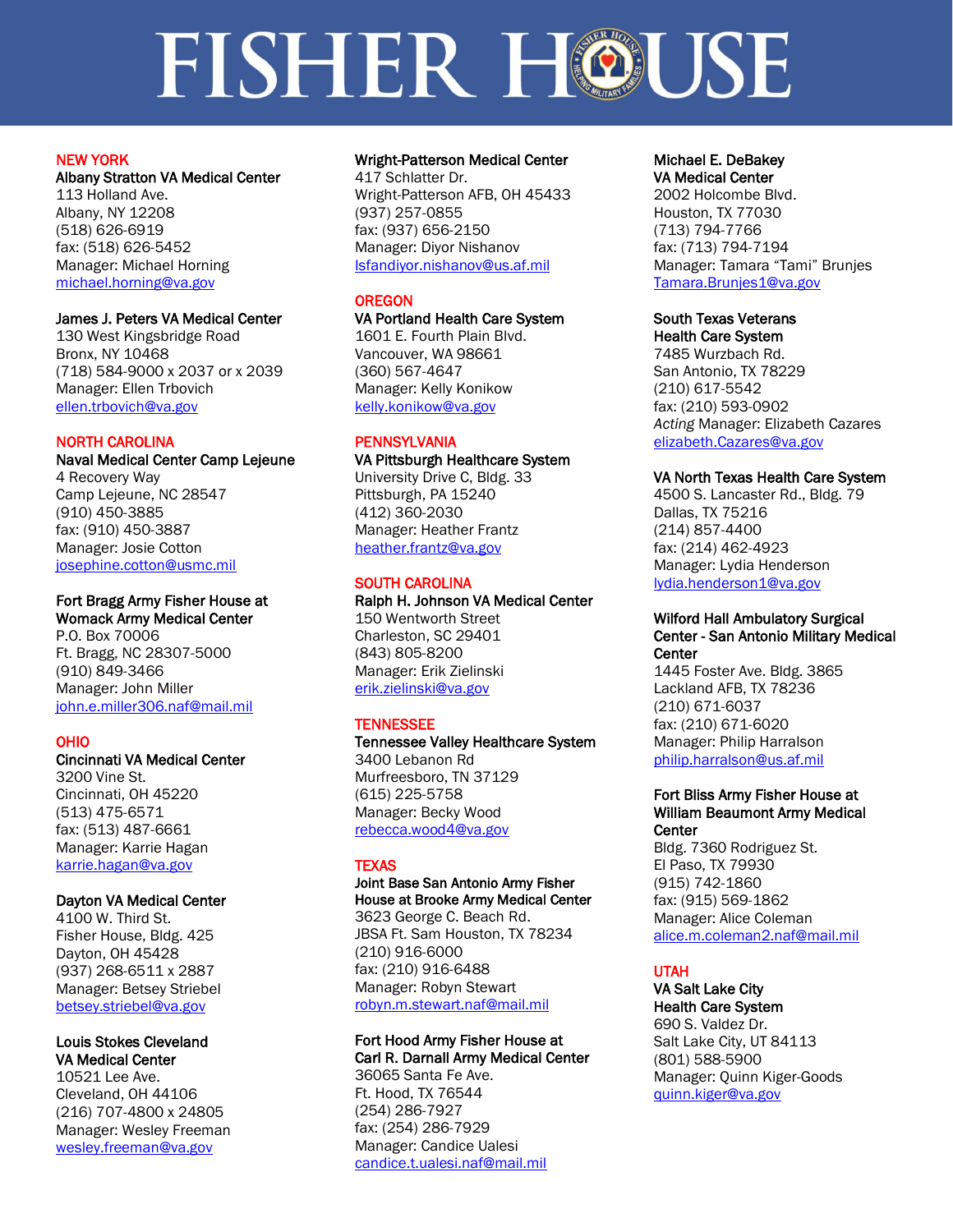# FISHER HOUSE

## NEW YORK

**Albany Stratton VA Medical Center**
113 Holland Ave.
Albany, NY 12208
(518) 626-6919
fax: (518) 626-5452
Manager: Michael Horning
michael.horning@va.gov

**James J. Peters VA Medical Center**
130 West Kingsbridge Road
Bronx, NY 10468
(718) 584-9000 x 2037 or x 2039
Manager: Ellen Trbovich
ellen.trbovich@va.gov

## NORTH CAROLINA

**Naval Medical Center Camp Lejeune**
4 Recovery Way
Camp Lejeune, NC 28547
(910) 450-3885
fax: (910) 450-3887
Manager: Josie Cotton
josephine.cotton@usmc.mil

**Fort Bragg Army Fisher House at Womack Army Medical Center**
P.O. Box 70006
Ft. Bragg, NC 28307-5000
(910) 849-3466
Manager: John Miller
john.e.miller306.naf@mail.mil

## OHIO

**Cincinnati VA Medical Center**
3200 Vine St.
Cincinnati, OH 45220
(513) 475-6571
fax: (513) 487-6661
Manager: Karrie Hagan
karrie.hagan@va.gov

**Dayton VA Medical Center**
4100 W. Third St.
Fisher House, Bldg. 425
Dayton, OH 45428
(937) 268-6511 x 2887
Manager: Betsey Striebel
betsey.striebel@va.gov

**Louis Stokes Cleveland VA Medical Center**
10521 Lee Ave.
Cleveland, OH 44106
(216) 707-4800 x 24805
Manager: Wesley Freeman
wesley.freeman@va.gov

**Wright-Patterson Medical Center**
417 Schlatter Dr.
Wright-Patterson AFB, OH 45433
(937) 257-0855
fax: (937) 656-2150
Manager: Diyor Nishanov
Isfandiyor.nishanov@us.af.mil

## OREGON

**VA Portland Health Care System**
1601 E. Fourth Plain Blvd.
Vancouver, WA 98661
(360) 567-4647
Manager: Kelly Konikow
kelly.konikow@va.gov

## PENNSYLVANIA

**VA Pittsburgh Healthcare System**
University Drive C, Bldg. 33
Pittsburgh, PA 15240
(412) 360-2030
Manager: Heather Frantz
heather.frantz@va.gov

## SOUTH CAROLINA

**Ralph H. Johnson VA Medical Center**
150 Wentworth Street
Charleston, SC 29401
(843) 805-8200
Manager: Erik Zielinski
erik.zielinski@va.gov

## TENNESSEE

**Tennessee Valley Healthcare System**
3400 Lebanon Rd
Murfreesboro, TN 37129
(615) 225-5758
Manager: Becky Wood
rebecca.wood4@va.gov

## TEXAS

**Joint Base San Antonio Army Fisher House at Brooke Army Medical Center**
3623 George C. Beach Rd.
JBSA Ft. Sam Houston, TX 78234
(210) 916-6000
fax: (210) 916-6488
Manager: Robyn Stewart
robyn.m.stewart.naf@mail.mil

**Fort Hood Army Fisher House at Carl R. Darnall Army Medical Center**
36065 Santa Fe Ave.
Ft. Hood, TX 76544
(254) 286-7927
fax: (254) 286-7929
Manager: Candice Ualesi
candice.t.ualesi.naf@mail.mil

**Michael E. DeBakey VA Medical Center**
2002 Holcombe Blvd.
Houston, TX 77030
(713) 794-7766
fax: (713) 794-7194
Manager: Tamara "Tami" Brunjes
Tamara.Brunjes1@va.gov

**South Texas Veterans Health Care System**
7485 Wurzbach Rd.
San Antonio, TX 78229
(210) 617-5542
fax: (210) 593-0902
*Acting* Manager: Elizabeth Cazares
elizabeth.Cazares@va.gov

**VA North Texas Health Care System**
4500 S. Lancaster Rd., Bldg. 79
Dallas, TX 75216
(214) 857-4400
fax: (214) 462-4923
Manager: Lydia Henderson
lydia.henderson1@va.gov

**Wilford Hall Ambulatory Surgical Center - San Antonio Military Medical Center**
1445 Foster Ave. Bldg. 3865
Lackland AFB, TX 78236
(210) 671-6037
fax: (210) 671-6020
Manager: Philip Harralson
philip.harralson@us.af.mil

**Fort Bliss Army Fisher House at William Beaumont Army Medical Center**
Bldg. 7360 Rodriguez St.
El Paso, TX 79930
(915) 742-1860
fax: (915) 569-1862
Manager: Alice Coleman
alice.m.coleman2.naf@mail.mil

## UTAH

**VA Salt Lake City Health Care System**
690 S. Valdez Dr.
Salt Lake City, UT 84113
(801) 588-5900
Manager: Quinn Kiger-Goods
quinn.kiger@va.gov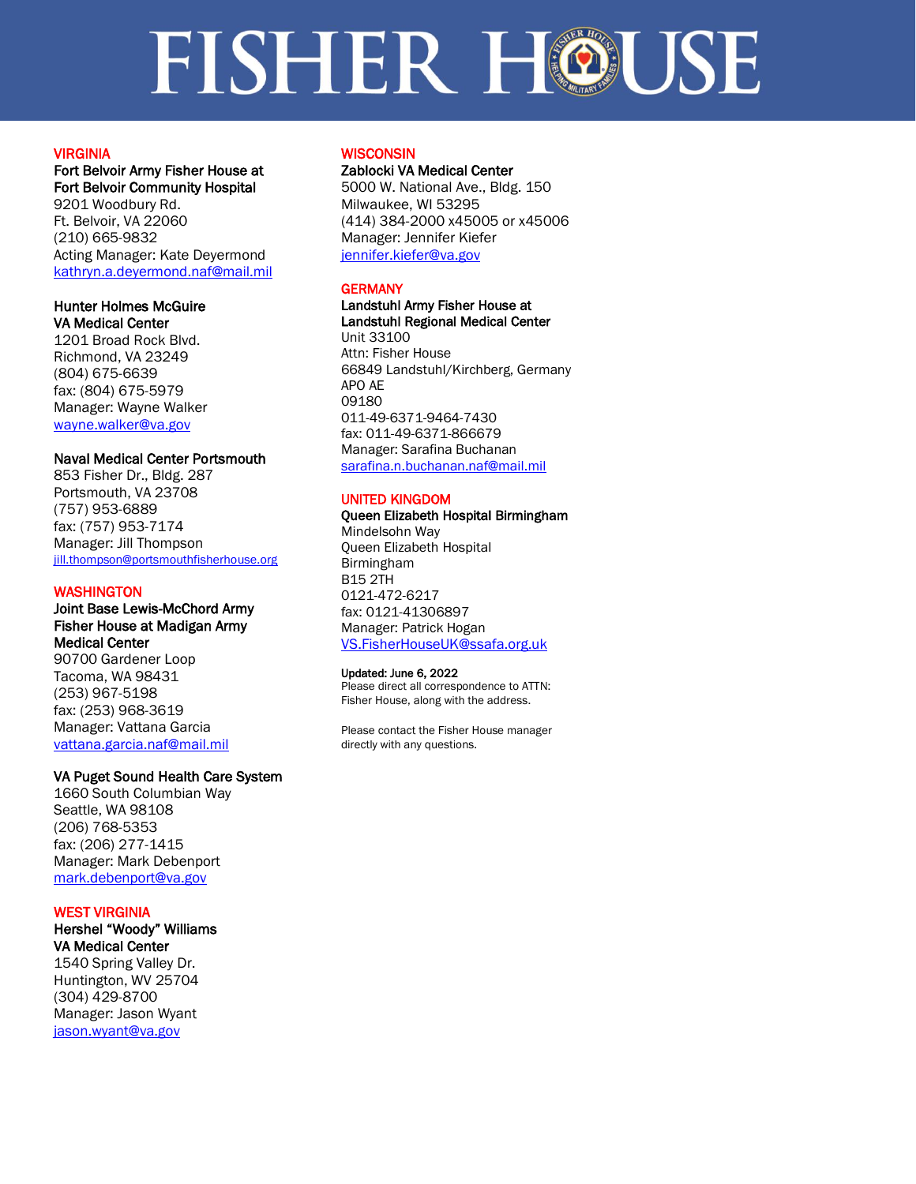# FISHER HOUSE

## VIRGINIA

**Fort Belvoir Army Fisher House at Fort Belvoir Community Hospital**
9201 Woodbury Rd.
Ft. Belvoir, VA 22060
(210) 665-9832
Acting Manager: Kate Deyermond
kathryn.a.deyermond.naf@mail.mil

**Hunter Holmes McGuire VA Medical Center**
1201 Broad Rock Blvd.
Richmond, VA 23249
(804) 675-6639
fax: (804) 675-5979
Manager: Wayne Walker
wayne.walker@va.gov

**Naval Medical Center Portsmouth**
853 Fisher Dr., Bldg. 287
Portsmouth, VA 23708
(757) 953-6889
fax: (757) 953-7174
Manager: Jill Thompson
jill.thompson@portsmouthfisherhouse.org

## WASHINGTON

**Joint Base Lewis-McChord Army Fisher House at Madigan Army Medical Center**
90700 Gardener Loop
Tacoma, WA 98431
(253) 967-5198
fax: (253) 968-3619
Manager: Vattana Garcia
vattana.garcia.naf@mail.mil

**VA Puget Sound Health Care System**
1660 South Columbian Way
Seattle, WA 98108
(206) 768-5353
fax: (206) 277-1415
Manager: Mark Debenport
mark.debenport@va.gov

## WEST VIRGINIA

**Hershel "Woody" Williams VA Medical Center**
1540 Spring Valley Dr.
Huntington, WV 25704
(304) 429-8700
Manager: Jason Wyant
jason.wyant@va.gov

## WISCONSIN

**Zablocki VA Medical Center**
5000 W. National Ave., Bldg. 150
Milwaukee, WI 53295
(414) 384-2000 x45005 or x45006
Manager: Jennifer Kiefer
jennifer.kiefer@va.gov

## GERMANY

**Landstuhl Army Fisher House at Landstuhl Regional Medical Center**
Unit 33100
Attn: Fisher House
66849 Landstuhl/Kirchberg, Germany
APO AE
09180
011-49-6371-9464-7430
fax: 011-49-6371-866679
Manager: Sarafina Buchanan
sarafina.n.buchanan.naf@mail.mil

## UNITED KINGDOM

**Queen Elizabeth Hospital Birmingham**
Mindelsohn Way
Queen Elizabeth Hospital
Birmingham
B15 2TH
0121-472-6217
fax: 0121-41306897
Manager: Patrick Hogan
VS.FisherHouseUK@ssafa.org.uk

**Updated: June 6, 2022**
Please direct all correspondence to ATTN: Fisher House, along with the address.

Please contact the Fisher House manager directly with any questions.